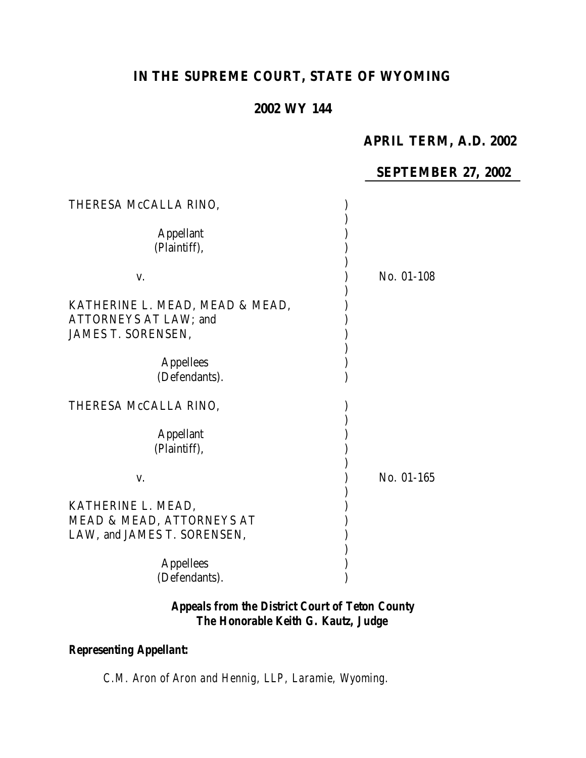# IN THE SUPREME COURT, STATE OF WYOMING

## 2002 WY 144

**APRIL TERM, A.D. 2002**

**SEPTEMBER 27, 2002**

THERESA McCALLA RINO,

Appellant
(Plaintiff),

v.

No. 01-108

KATHERINE L. MEAD, MEAD & MEAD, ATTORNEYS AT LAW; and JAMES T. SORENSEN,

Appellees
(Defendants).

THERESA McCALLA RINO,

Appellant
(Plaintiff),

v.

No. 01-165

KATHERINE L. MEAD, MEAD & MEAD, ATTORNEYS AT LAW, and JAMES T. SORENSEN,

Appellees
(Defendants).

***Appeals from the District Court of Teton County***
***The Honorable Keith G. Kautz, Judge***

***Representing Appellant:***

*C.M. Aron of Aron and Hennig, LLP, Laramie, Wyoming.*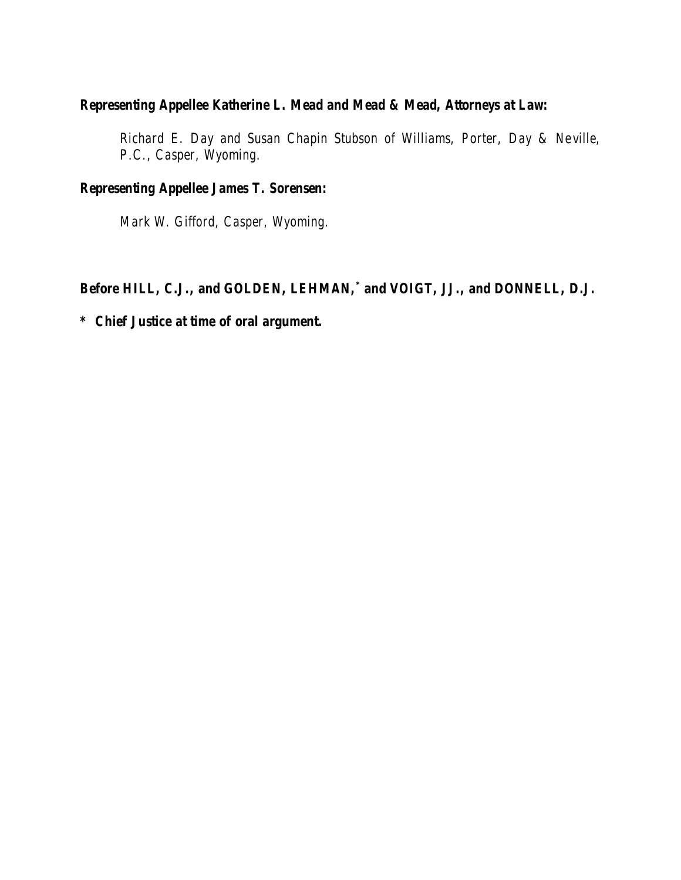**Representing Appellee Katherine L. Mead and Mead & Mead, Attorneys at Law:**

> Richard E. Day and Susan Chapin Stubson of Williams, Porter, Day & Neville, P.C., Casper, Wyoming.

**Representing Appellee James T. Sorensen:**

> Mark W. Gifford, Casper, Wyoming.

**Before HILL, C.J., and GOLDEN, LEHMAN,* and VOIGT, JJ., and DONNELL, D.J.**

**\* Chief Justice at time of oral argument.**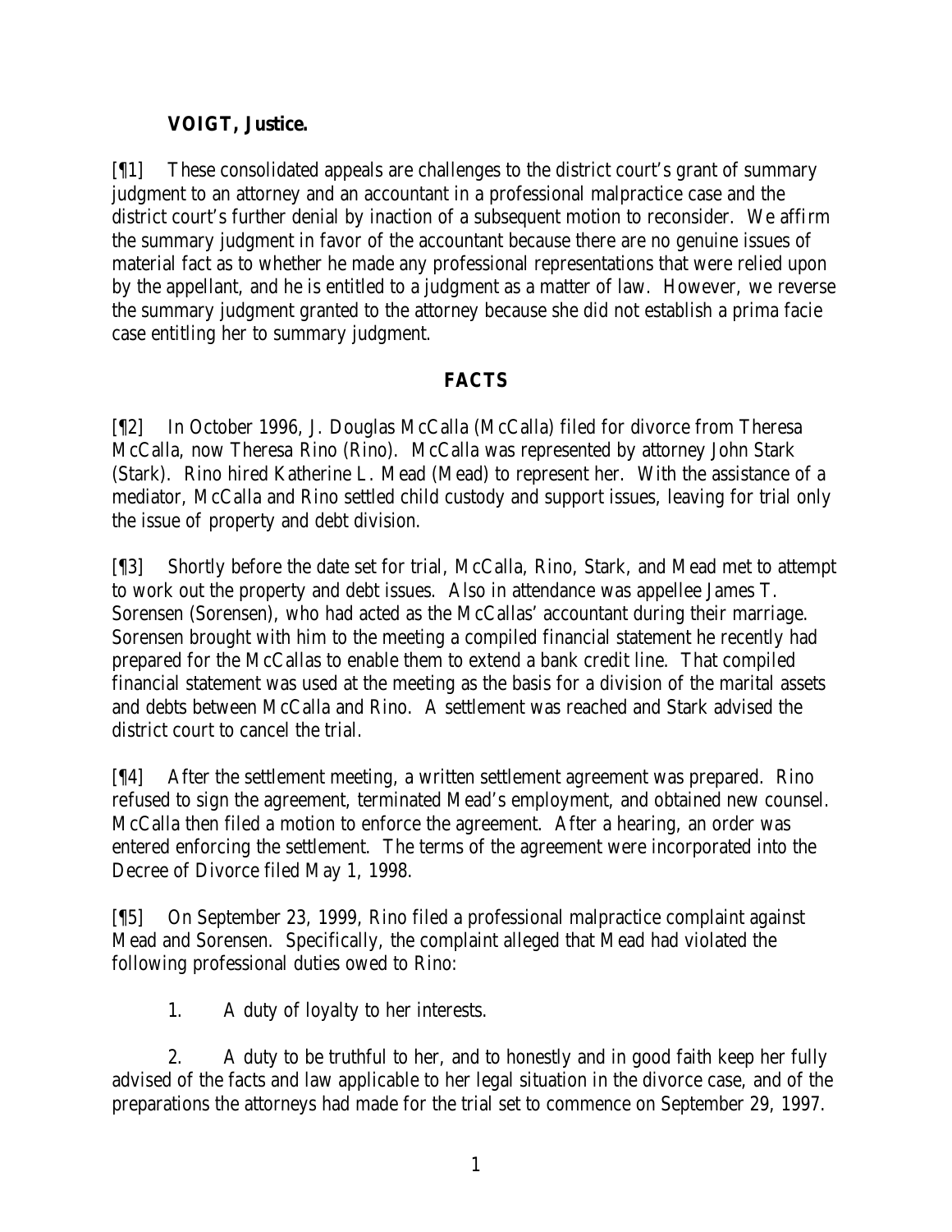**VOIGT, Justice.**

[¶1] These consolidated appeals are challenges to the district court's grant of summary judgment to an attorney and an accountant in a professional malpractice case and the district court's further denial by inaction of a subsequent motion to reconsider. We affirm the summary judgment in favor of the accountant because there are no genuine issues of material fact as to whether he made any professional representations that were relied upon by the appellant, and he is entitled to a judgment as a matter of law. However, we reverse the summary judgment granted to the attorney because she did not establish a prima facie case entitling her to summary judgment.

## FACTS

[¶2] In October 1996, J. Douglas McCalla (McCalla) filed for divorce from Theresa McCalla, now Theresa Rino (Rino). McCalla was represented by attorney John Stark (Stark). Rino hired Katherine L. Mead (Mead) to represent her. With the assistance of a mediator, McCalla and Rino settled child custody and support issues, leaving for trial only the issue of property and debt division.

[¶3] Shortly before the date set for trial, McCalla, Rino, Stark, and Mead met to attempt to work out the property and debt issues. Also in attendance was appellee James T. Sorensen (Sorensen), who had acted as the McCallas' accountant during their marriage. Sorensen brought with him to the meeting a compiled financial statement he recently had prepared for the McCallas to enable them to extend a bank credit line. That compiled financial statement was used at the meeting as the basis for a division of the marital assets and debts between McCalla and Rino. A settlement was reached and Stark advised the district court to cancel the trial.

[¶4] After the settlement meeting, a written settlement agreement was prepared. Rino refused to sign the agreement, terminated Mead's employment, and obtained new counsel. McCalla then filed a motion to enforce the agreement. After a hearing, an order was entered enforcing the settlement. The terms of the agreement were incorporated into the Decree of Divorce filed May 1, 1998.

[¶5] On September 23, 1999, Rino filed a professional malpractice complaint against Mead and Sorensen. Specifically, the complaint alleged that Mead had violated the following professional duties owed to Rino:

1. A duty of loyalty to her interests.

2. A duty to be truthful to her, and to honestly and in good faith keep her fully advised of the facts and law applicable to her legal situation in the divorce case, and of the preparations the attorneys had made for the trial set to commence on September 29, 1997.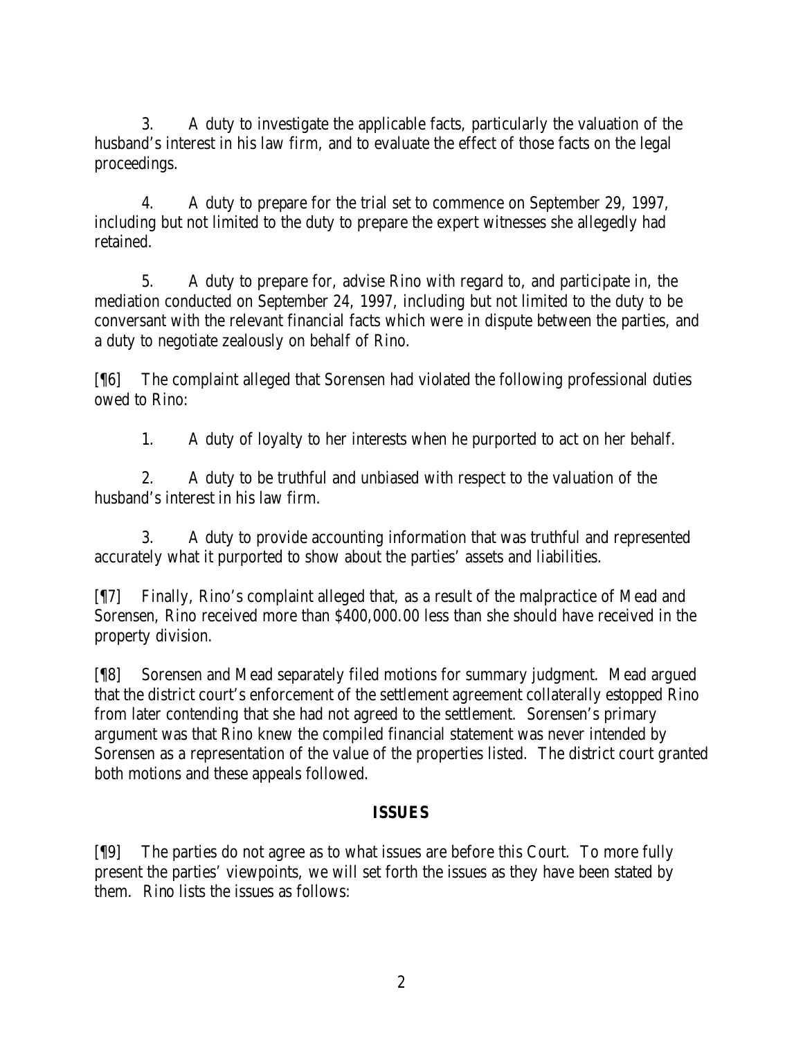3. A duty to investigate the applicable facts, particularly the valuation of the husband's interest in his law firm, and to evaluate the effect of those facts on the legal proceedings.

4. A duty to prepare for the trial set to commence on September 29, 1997, including but not limited to the duty to prepare the expert witnesses she allegedly had retained.

5. A duty to prepare for, advise Rino with regard to, and participate in, the mediation conducted on September 24, 1997, including but not limited to the duty to be conversant with the relevant financial facts which were in dispute between the parties, and a duty to negotiate zealously on behalf of Rino.

[¶6] The complaint alleged that Sorensen had violated the following professional duties owed to Rino:

1. A duty of loyalty to her interests when he purported to act on her behalf.

2. A duty to be truthful and unbiased with respect to the valuation of the husband's interest in his law firm.

3. A duty to provide accounting information that was truthful and represented accurately what it purported to show about the parties' assets and liabilities.

[¶7] Finally, Rino's complaint alleged that, as a result of the malpractice of Mead and Sorensen, Rino received more than $400,000.00 less than she should have received in the property division.

[¶8] Sorensen and Mead separately filed motions for summary judgment. Mead argued that the district court's enforcement of the settlement agreement collaterally estopped Rino from later contending that she had not agreed to the settlement. Sorensen's primary argument was that Rino knew the compiled financial statement was never intended by Sorensen as a representation of the value of the properties listed. The district court granted both motions and these appeals followed.

## ISSUES

[¶9] The parties do not agree as to what issues are before this Court. To more fully present the parties' viewpoints, we will set forth the issues as they have been stated by them. Rino lists the issues as follows: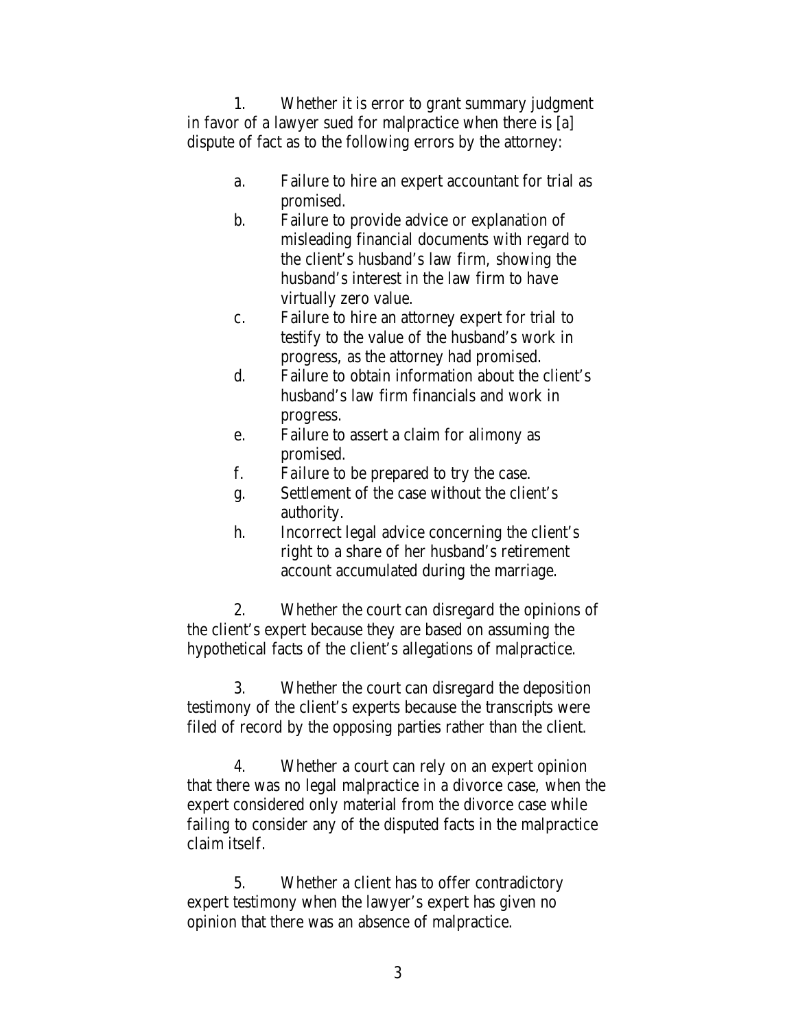1. Whether it is error to grant summary judgment in favor of a lawyer sued for malpractice when there is [a] dispute of fact as to the following errors by the attorney:

    a. Failure to hire an expert accountant for trial as promised.
    b. Failure to provide advice or explanation of misleading financial documents with regard to the client's husband's law firm, showing the husband's interest in the law firm to have virtually zero value.
    c. Failure to hire an attorney expert for trial to testify to the value of the husband's work in progress, as the attorney had promised.
    d. Failure to obtain information about the client's husband's law firm financials and work in progress.
    e. Failure to assert a claim for alimony as promised.
    f. Failure to be prepared to try the case.
    g. Settlement of the case without the client's authority.
    h. Incorrect legal advice concerning the client's right to a share of her husband's retirement account accumulated during the marriage.

2. Whether the court can disregard the opinions of the client's expert because they are based on assuming the hypothetical facts of the client's allegations of malpractice.

3. Whether the court can disregard the deposition testimony of the client's experts because the transcripts were filed of record by the opposing parties rather than the client.

4. Whether a court can rely on an expert opinion that there was no legal malpractice in a divorce case, when the expert considered only material from the divorce case while failing to consider any of the disputed facts in the malpractice claim itself.

5. Whether a client has to offer contradictory expert testimony when the lawyer's expert has given no opinion that there was an absence of malpractice.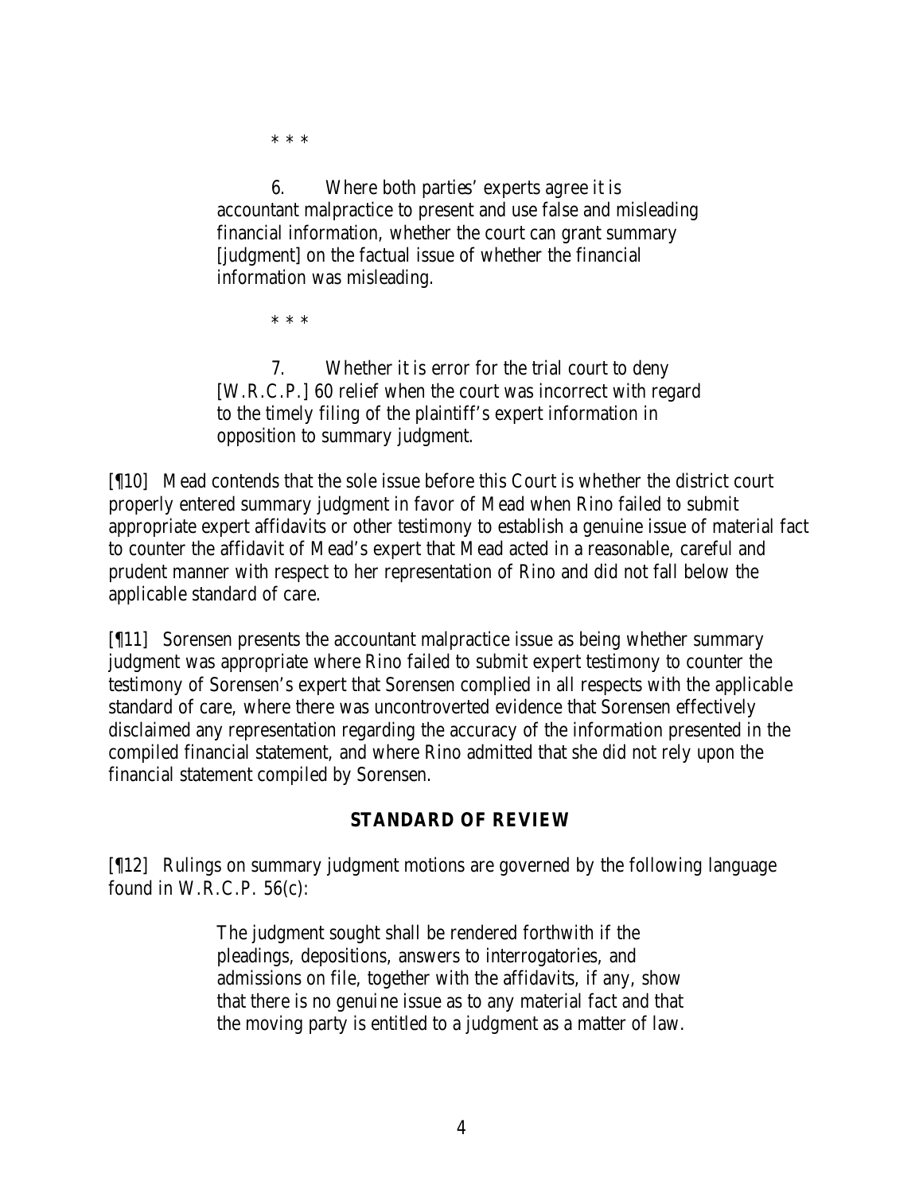\* \* \*

> 6. Where both parties' experts agree it is accountant malpractice to present and use false and misleading financial information, whether the court can grant summary [judgment] on the factual issue of whether the financial information was misleading.
>
> \* \* \*
>
> 7. Whether it is error for the trial court to deny [W.R.C.P.] 60 relief when the court was incorrect with regard to the timely filing of the plaintiff's expert information in opposition to summary judgment.

[¶10] Mead contends that the sole issue before this Court is whether the district court properly entered summary judgment in favor of Mead when Rino failed to submit appropriate expert affidavits or other testimony to establish a genuine issue of material fact to counter the affidavit of Mead's expert that Mead acted in a reasonable, careful and prudent manner with respect to her representation of Rino and did not fall below the applicable standard of care.

[¶11] Sorensen presents the accountant malpractice issue as being whether summary judgment was appropriate where Rino failed to submit expert testimony to counter the testimony of Sorensen's expert that Sorensen complied in all respects with the applicable standard of care, where there was uncontroverted evidence that Sorensen effectively disclaimed any representation regarding the accuracy of the information presented in the compiled financial statement, and where Rino admitted that she did not rely upon the financial statement compiled by Sorensen.

## STANDARD OF REVIEW

[¶12] Rulings on summary judgment motions are governed by the following language found in W.R.C.P. 56(c):

> The judgment sought shall be rendered forthwith if the pleadings, depositions, answers to interrogatories, and admissions on file, together with the affidavits, if any, show that there is no genuine issue as to any material fact and that the moving party is entitled to a judgment as a matter of law.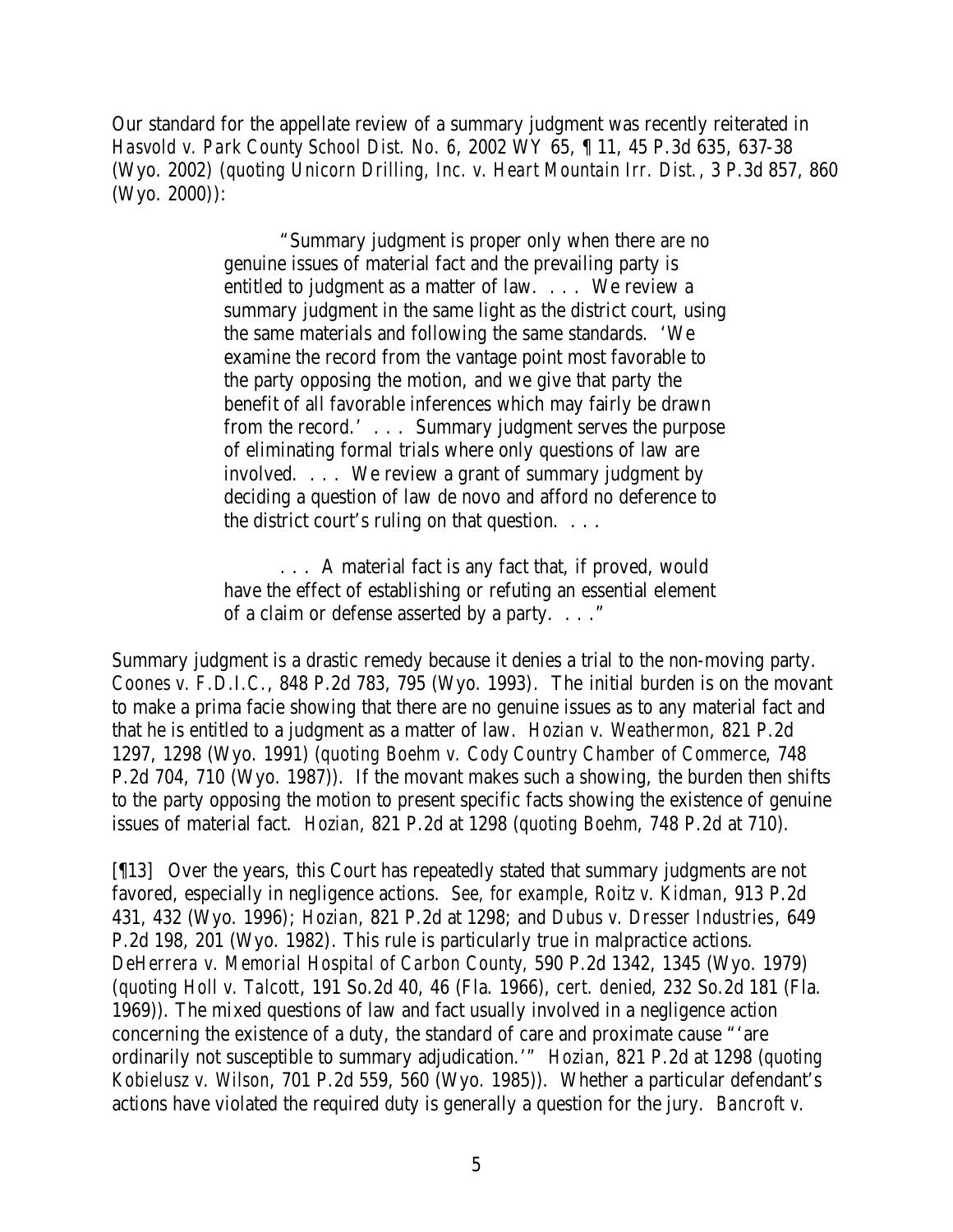Our standard for the appellate review of a summary judgment was recently reiterated in *Hasvold v. Park County School Dist. No. 6*, 2002 WY 65, ¶ 11, 45 P.3d 635, 637-38 (Wyo. 2002) (*quoting Unicorn Drilling, Inc. v. Heart Mountain Irr. Dist.*, 3 P.3d 857, 860 (Wyo. 2000)):

> "Summary judgment is proper only when there are no genuine issues of material fact and the prevailing party is entitled to judgment as a matter of law. . . . We review a summary judgment in the same light as the district court, using the same materials and following the same standards. 'We examine the record from the vantage point most favorable to the party opposing the motion, and we give that party the benefit of all favorable inferences which may fairly be drawn from the record.' . . . Summary judgment serves the purpose of eliminating formal trials where only questions of law are involved. . . . We review a grant of summary judgment by deciding a question of law de novo and afford no deference to the district court's ruling on that question. . . .
>
> . . . A material fact is any fact that, if proved, would have the effect of establishing or refuting an essential element of a claim or defense asserted by a party. . . ."

Summary judgment is a drastic remedy because it denies a trial to the non-moving party. *Coones v. F.D.I.C.*, 848 P.2d 783, 795 (Wyo. 1993). The initial burden is on the movant to make a prima facie showing that there are no genuine issues as to any material fact and that he is entitled to a judgment as a matter of law. *Hozian v. Weathermon*, 821 P.2d 1297, 1298 (Wyo. 1991) (*quoting Boehm v. Cody Country Chamber of Commerce*, 748 P.2d 704, 710 (Wyo. 1987)). If the movant makes such a showing, the burden then shifts to the party opposing the motion to present specific facts showing the existence of genuine issues of material fact. *Hozian*, 821 P.2d at 1298 (*quoting Boehm*, 748 P.2d at 710).

[¶13] Over the years, this Court has repeatedly stated that summary judgments are not favored, especially in negligence actions. *See, for example, Roitz v. Kidman*, 913 P.2d 431, 432 (Wyo. 1996); *Hozian*, 821 P.2d at 1298; and *Dubus v. Dresser Industries*, 649 P.2d 198, 201 (Wyo. 1982). This rule is particularly true in malpractice actions. *DeHerrera v. Memorial Hospital of Carbon County*, 590 P.2d 1342, 1345 (Wyo. 1979) (*quoting Holl v. Talcott*, 191 So.2d 40, 46 (Fla. 1966), *cert. denied*, 232 So.2d 181 (Fla. 1969)). The mixed questions of law and fact usually involved in a negligence action concerning the existence of a duty, the standard of care and proximate cause "'are ordinarily not susceptible to summary adjudication.'" *Hozian*, 821 P.2d at 1298 (*quoting Kobielusz v. Wilson*, 701 P.2d 559, 560 (Wyo. 1985)). Whether a particular defendant's actions have violated the required duty is generally a question for the jury. *Bancroft v.*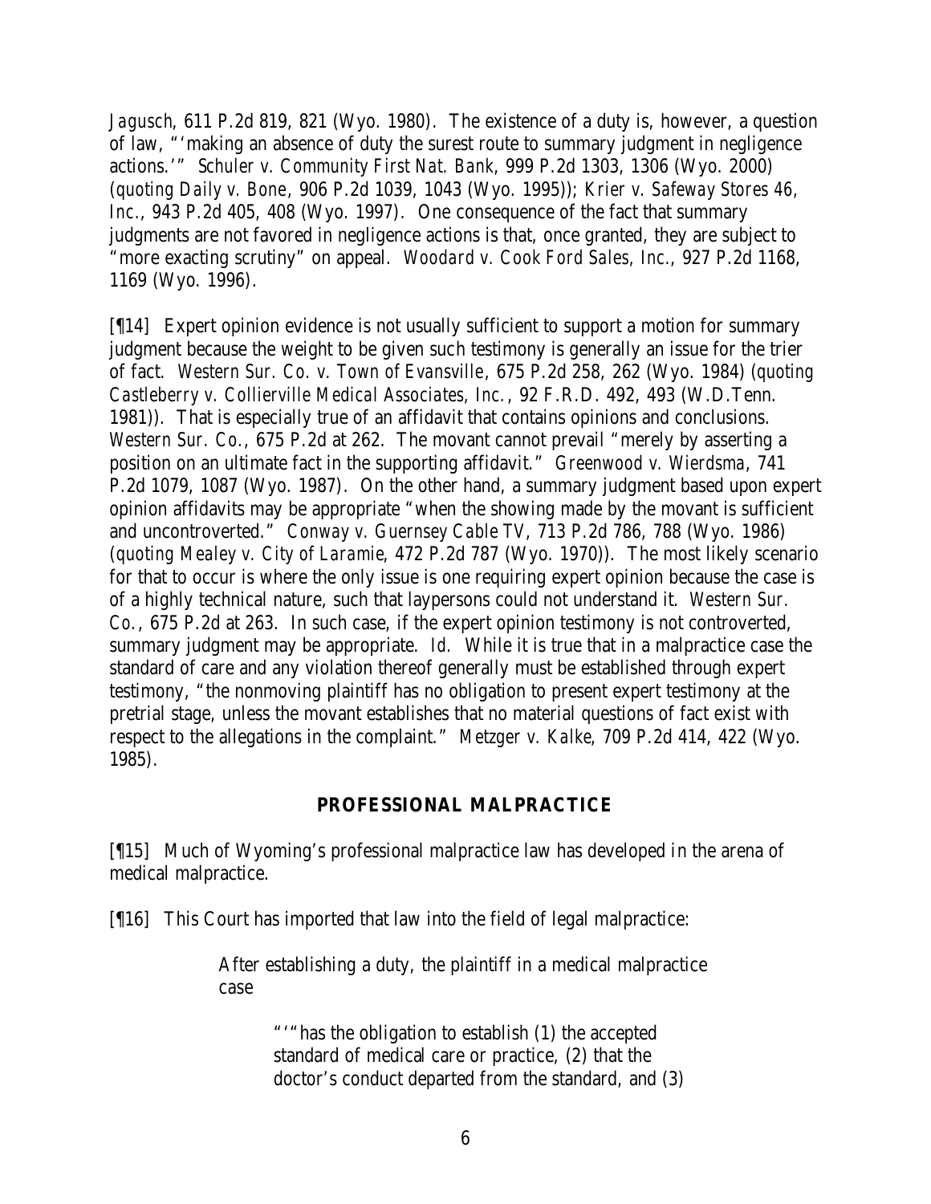*Jagusch*, 611 P.2d 819, 821 (Wyo. 1980). The existence of a duty is, however, a question of law, "'making an absence of duty the surest route to summary judgment in negligence actions.'" *Schuler v. Community First Nat. Bank*, 999 P.2d 1303, 1306 (Wyo. 2000) (*quoting Daily v. Bone*, 906 P.2d 1039, 1043 (Wyo. 1995)); *Krier v. Safeway Stores 46, Inc.*, 943 P.2d 405, 408 (Wyo. 1997). One consequence of the fact that summary judgments are not favored in negligence actions is that, once granted, they are subject to "more exacting scrutiny" on appeal. *Woodard v. Cook Ford Sales, Inc.*, 927 P.2d 1168, 1169 (Wyo. 1996).

[¶14] Expert opinion evidence is not usually sufficient to support a motion for summary judgment because the weight to be given such testimony is generally an issue for the trier of fact. *Western Sur. Co. v. Town of Evansville*, 675 P.2d 258, 262 (Wyo. 1984) (*quoting Castleberry v. Collierville Medical Associates, Inc.*, 92 F.R.D. 492, 493 (W.D.Tenn. 1981)). That is especially true of an affidavit that contains opinions and conclusions. *Western Sur. Co.*, 675 P.2d at 262. The movant cannot prevail "merely by asserting a position on an ultimate fact in the supporting affidavit." *Greenwood v. Wierdsma*, 741 P.2d 1079, 1087 (Wyo. 1987). On the other hand, a summary judgment based upon expert opinion affidavits may be appropriate "when the showing made by the movant is sufficient and uncontroverted." *Conway v. Guernsey Cable TV*, 713 P.2d 786, 788 (Wyo. 1986) (*quoting Mealey v. City of Laramie*, 472 P.2d 787 (Wyo. 1970)). The most likely scenario for that to occur is where the only issue is one requiring expert opinion because the case is of a highly technical nature, such that laypersons could not understand it. *Western Sur. Co.*, 675 P.2d at 263. In such case, if the expert opinion testimony is not controverted, summary judgment may be appropriate. *Id.* While it is true that in a malpractice case the standard of care and any violation thereof generally must be established through expert testimony, "the nonmoving plaintiff has no obligation to present expert testimony at the pretrial stage, unless the movant establishes that no material questions of fact exist with respect to the allegations in the complaint." *Metzger v. Kalke*, 709 P.2d 414, 422 (Wyo. 1985).

## PROFESSIONAL MALPRACTICE

[¶15] Much of Wyoming's professional malpractice law has developed in the arena of medical malpractice.

[¶16] This Court has imported that law into the field of legal malpractice:

> After establishing a duty, the plaintiff in a medical malpractice case
>
> > "'"has the obligation to establish (1) the accepted standard of medical care or practice, (2) that the doctor's conduct departed from the standard, and (3)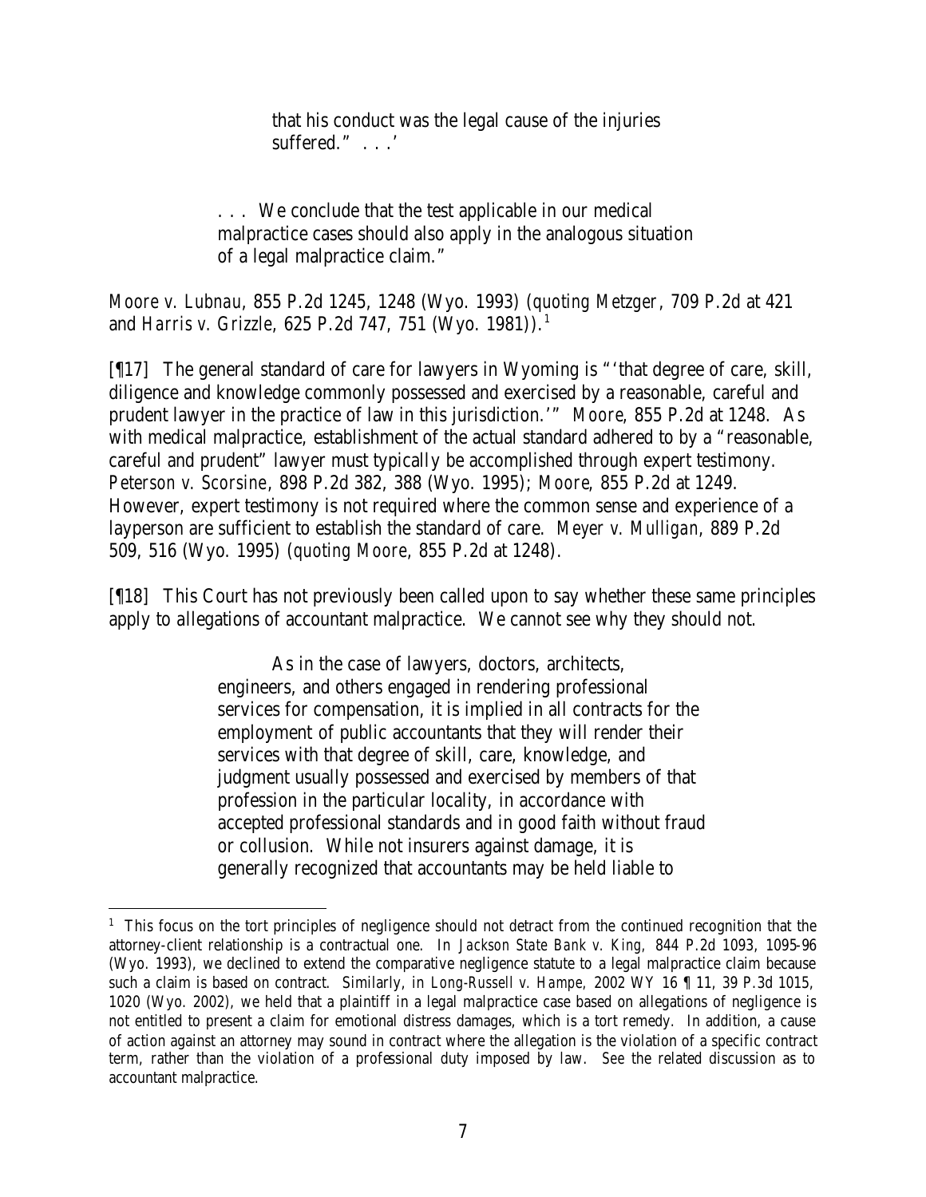> that his conduct was the legal cause of the injuries suffered." . . .'
>
> . . . We conclude that the test applicable in our medical malpractice cases should also apply in the analogous situation of a legal malpractice claim."

*Moore v. Lubnau*, 855 P.2d 1245, 1248 (Wyo. 1993) (*quoting Metzger*, 709 P.2d at 421 and *Harris v. Grizzle*, 625 P.2d 747, 751 (Wyo. 1981)).[1]

[¶17] The general standard of care for lawyers in Wyoming is "'that degree of care, skill, diligence and knowledge commonly possessed and exercised by a reasonable, careful and prudent lawyer in the practice of law in this jurisdiction.'" *Moore*, 855 P.2d at 1248. As with medical malpractice, establishment of the actual standard adhered to by a "reasonable, careful and prudent" lawyer must typically be accomplished through expert testimony. *Peterson v. Scorsine*, 898 P.2d 382, 388 (Wyo. 1995); *Moore*, 855 P.2d at 1249. However, expert testimony is not required where the common sense and experience of a layperson are sufficient to establish the standard of care. *Meyer v. Mulligan*, 889 P.2d 509, 516 (Wyo. 1995) (*quoting Moore*, 855 P.2d at 1248).

[¶18] This Court has not previously been called upon to say whether these same principles apply to allegations of accountant malpractice. We cannot see why they should not.

> As in the case of lawyers, doctors, architects, engineers, and others engaged in rendering professional services for compensation, it is implied in all contracts for the employment of public accountants that they will render their services with that degree of skill, care, knowledge, and judgment usually possessed and exercised by members of that profession in the particular locality, in accordance with accepted professional standards and in good faith without fraud or collusion. While not insurers against damage, it is generally recognized that accountants may be held liable to

---

[1] This focus on the tort principles of negligence should not detract from the continued recognition that the attorney-client relationship is a contractual one. In *Jackson State Bank v. King*, 844 P.2d 1093, 1095-96 (Wyo. 1993), we declined to extend the comparative negligence statute to a legal malpractice claim because such a claim is based on contract. Similarly, in *Long-Russell v. Hampe*, 2002 WY 16 ¶ 11, 39 P.3d 1015, 1020 (Wyo. 2002), we held that a plaintiff in a legal malpractice case based on allegations of negligence is not entitled to present a claim for emotional distress damages, which is a tort remedy. In addition, a cause of action against an attorney may sound in contract where the allegation is the violation of a specific contract term, rather than the violation of a professional duty imposed by law. *See* the related discussion as to accountant malpractice.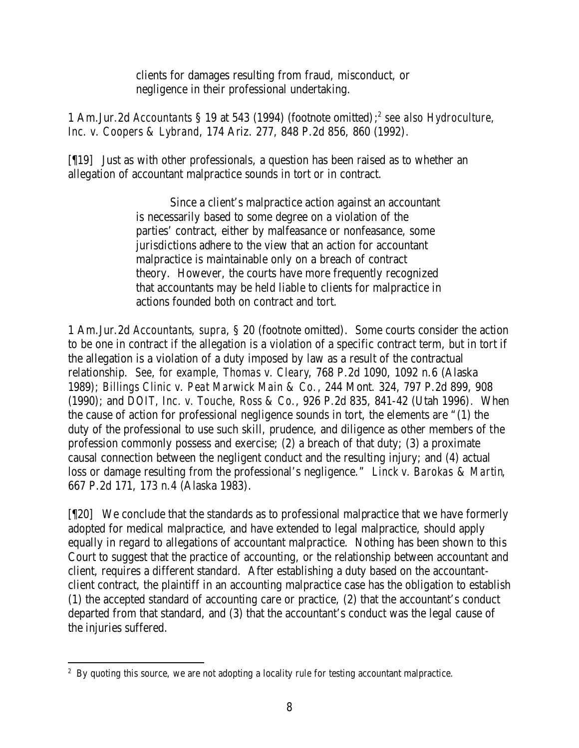> clients for damages resulting from fraud, misconduct, or negligence in their professional undertaking.

1 Am.Jur.2d *Accountants* § 19 at 543 (1994) (footnote omitted);[2] *see also Hydroculture, Inc. v. Coopers & Lybrand*, 174 Ariz. 277, 848 P.2d 856, 860 (1992).

[¶19] Just as with other professionals, a question has been raised as to whether an allegation of accountant malpractice sounds in tort or in contract.

> Since a client's malpractice action against an accountant is necessarily based to some degree on a violation of the parties' contract, either by malfeasance or nonfeasance, some jurisdictions adhere to the view that an action for accountant malpractice is maintainable only on a breach of contract theory. However, the courts have more frequently recognized that accountants may be held liable to clients for malpractice in actions founded both on contract and tort.

1 Am.Jur.2d *Accountants*, *supra*, § 20 (footnote omitted). Some courts consider the action to be one in contract if the allegation is a violation of a specific contract term, but in tort if the allegation is a violation of a duty imposed by law as a result of the contractual relationship. *See, for example*, *Thomas v. Cleary*, 768 P.2d 1090, 1092 n.6 (Alaska 1989); *Billings Clinic v. Peat Marwick Main & Co.*, 244 Mont. 324, 797 P.2d 899, 908 (1990); and *DOIT, Inc. v. Touche, Ross & Co.*, 926 P.2d 835, 841-42 (Utah 1996). When the cause of action for professional negligence sounds in tort, the elements are "(1) the duty of the professional to use such skill, prudence, and diligence as other members of the profession commonly possess and exercise; (2) a breach of that duty; (3) a proximate causal connection between the negligent conduct and the resulting injury; and (4) actual loss or damage resulting from the professional's negligence." *Linck v. Barokas & Martin*, 667 P.2d 171, 173 n.4 (Alaska 1983).

[¶20] We conclude that the standards as to professional malpractice that we have formerly adopted for medical malpractice, and have extended to legal malpractice, should apply equally in regard to allegations of accountant malpractice. Nothing has been shown to this Court to suggest that the practice of accounting, or the relationship between accountant and client, requires a different standard. After establishing a duty based on the accountant-client contract, the plaintiff in an accounting malpractice case has the obligation to establish (1) the accepted standard of accounting care or practice, (2) that the accountant's conduct departed from that standard, and (3) that the accountant's conduct was the legal cause of the injuries suffered.

---

[2] By quoting this source, we are not adopting a locality rule for testing accountant malpractice.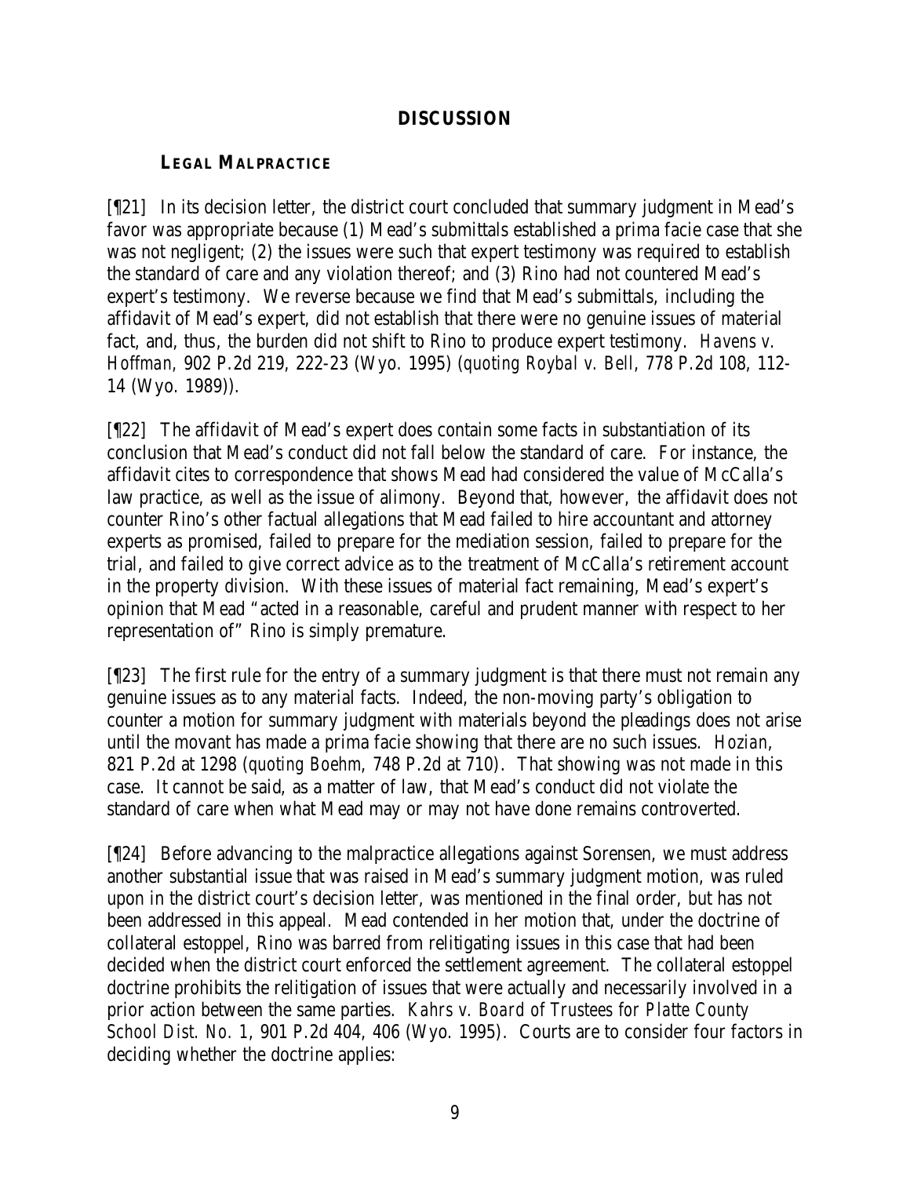## DISCUSSION

### LEGAL MALPRACTICE

[¶21] In its decision letter, the district court concluded that summary judgment in Mead's favor was appropriate because (1) Mead's submittals established a prima facie case that she was not negligent; (2) the issues were such that expert testimony was required to establish the standard of care and any violation thereof; and (3) Rino had not countered Mead's expert's testimony. We reverse because we find that Mead's submittals, including the affidavit of Mead's expert, did not establish that there were no genuine issues of material fact, and, thus, the burden did not shift to Rino to produce expert testimony. *Havens v. Hoffman*, 902 P.2d 219, 222-23 (Wyo. 1995) (*quoting Roybal v. Bell*, 778 P.2d 108, 112-14 (Wyo. 1989)).

[¶22] The affidavit of Mead's expert does contain some facts in substantiation of its conclusion that Mead's conduct did not fall below the standard of care. For instance, the affidavit cites to correspondence that shows Mead had considered the value of McCalla's law practice, as well as the issue of alimony. Beyond that, however, the affidavit does not counter Rino's other factual allegations that Mead failed to hire accountant and attorney experts as promised, failed to prepare for the mediation session, failed to prepare for the trial, and failed to give correct advice as to the treatment of McCalla's retirement account in the property division. With these issues of material fact remaining, Mead's expert's opinion that Mead "acted in a reasonable, careful and prudent manner with respect to her representation of" Rino is simply premature.

[¶23] The first rule for the entry of a summary judgment is that there must not remain any genuine issues as to any material facts. Indeed, the non-moving party's obligation to counter a motion for summary judgment with materials beyond the pleadings does not arise until the movant has made a prima facie showing that there are no such issues. *Hozian*, 821 P.2d at 1298 (*quoting Boehm*, 748 P.2d at 710). That showing was not made in this case. It cannot be said, as a matter of law, that Mead's conduct did not violate the standard of care when what Mead may or may not have done remains controverted.

[¶24] Before advancing to the malpractice allegations against Sorensen, we must address another substantial issue that was raised in Mead's summary judgment motion, was ruled upon in the district court's decision letter, was mentioned in the final order, but has not been addressed in this appeal. Mead contended in her motion that, under the doctrine of collateral estoppel, Rino was barred from relitigating issues in this case that had been decided when the district court enforced the settlement agreement. The collateral estoppel doctrine prohibits the relitigation of issues that were actually and necessarily involved in a prior action between the same parties. *Kahrs v. Board of Trustees for Platte County School Dist. No. 1*, 901 P.2d 404, 406 (Wyo. 1995). Courts are to consider four factors in deciding whether the doctrine applies: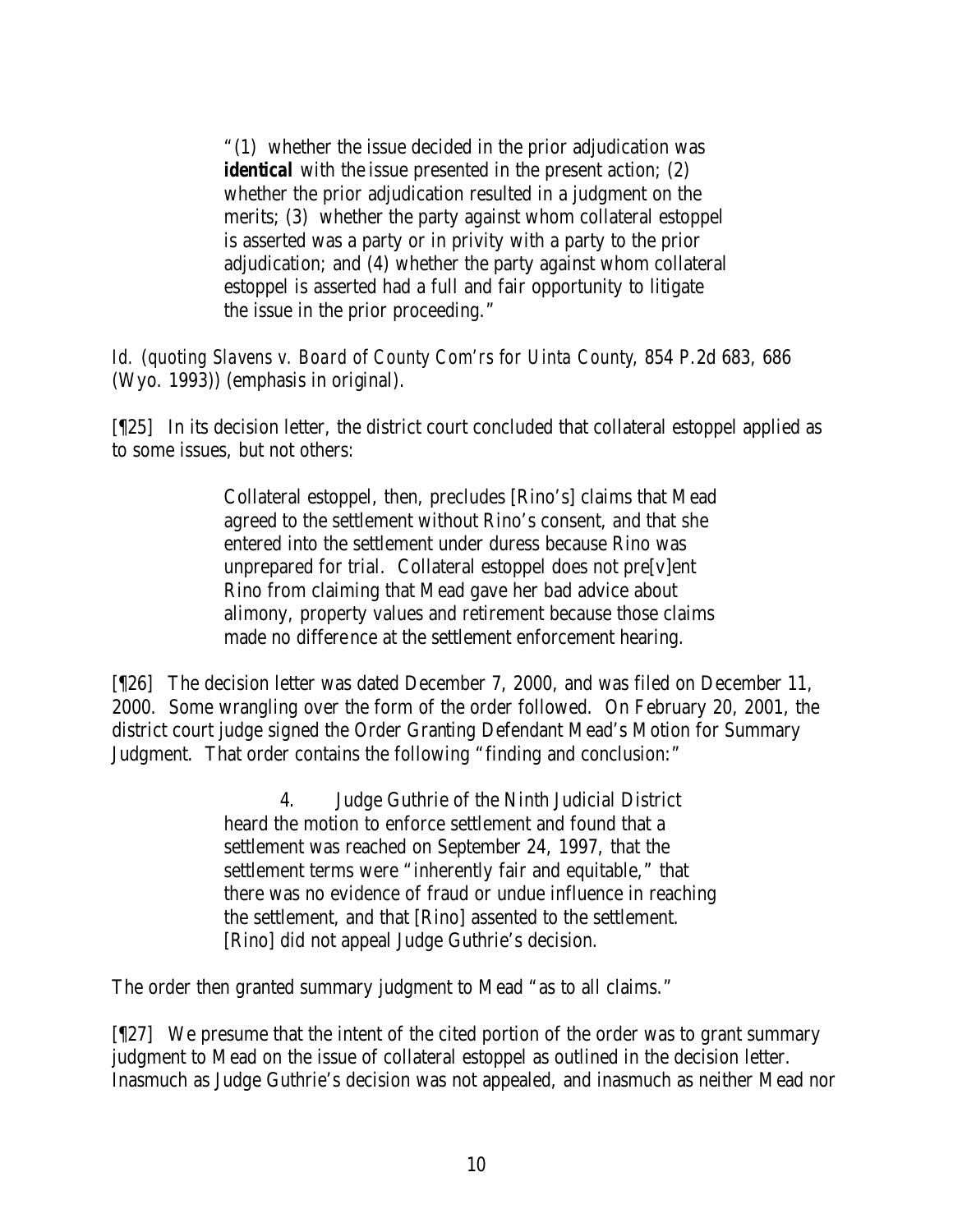> "(1) whether the issue decided in the prior adjudication was **identical** with the issue presented in the present action; (2) whether the prior adjudication resulted in a judgment on the merits; (3) whether the party against whom collateral estoppel is asserted was a party or in privity with a party to the prior adjudication; and (4) whether the party against whom collateral estoppel is asserted had a full and fair opportunity to litigate the issue in the prior proceeding."

*Id.* (quoting *Slavens v. Board of County Com'rs for Uinta County*, 854 P.2d 683, 686 (Wyo. 1993)) (emphasis in original).

[¶25] In its decision letter, the district court concluded that collateral estoppel applied as to some issues, but not others:

> Collateral estoppel, then, precludes [Rino's] claims that Mead agreed to the settlement without Rino's consent, and that she entered into the settlement under duress because Rino was unprepared for trial. Collateral estoppel does not pre[v]ent Rino from claiming that Mead gave her bad advice about alimony, property values and retirement because those claims made no difference at the settlement enforcement hearing.

[¶26] The decision letter was dated December 7, 2000, and was filed on December 11, 2000. Some wrangling over the form of the order followed. On February 20, 2001, the district court judge signed the Order Granting Defendant Mead's Motion for Summary Judgment. That order contains the following "finding and conclusion:"

> 4. Judge Guthrie of the Ninth Judicial District heard the motion to enforce settlement and found that a settlement was reached on September 24, 1997, that the settlement terms were "inherently fair and equitable," that there was no evidence of fraud or undue influence in reaching the settlement, and that [Rino] assented to the settlement. [Rino] did not appeal Judge Guthrie's decision.

The order then granted summary judgment to Mead "as to all claims."

[¶27] We presume that the intent of the cited portion of the order was to grant summary judgment to Mead on the issue of collateral estoppel as outlined in the decision letter. Inasmuch as Judge Guthrie's decision was not appealed, and inasmuch as neither Mead nor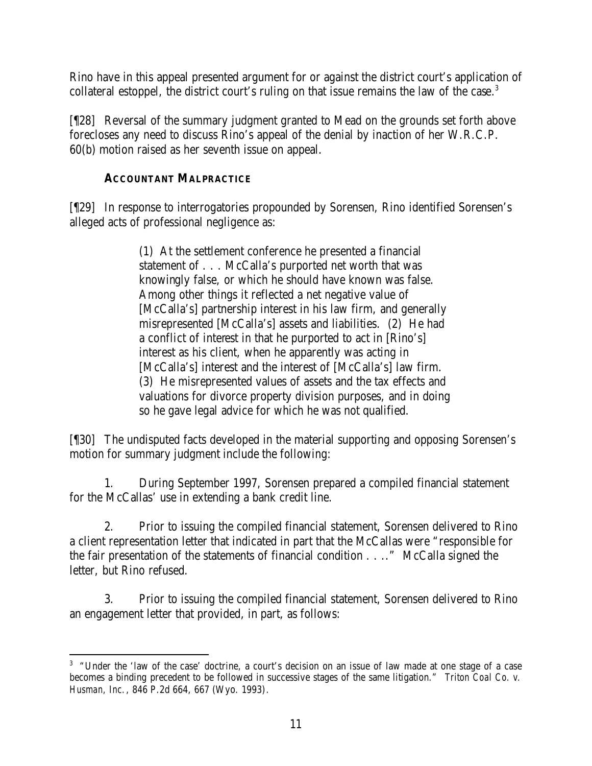Rino have in this appeal presented argument for or against the district court's application of collateral estoppel, the district court's ruling on that issue remains the law of the case.[3]

[¶28] Reversal of the summary judgment granted to Mead on the grounds set forth above forecloses any need to discuss Rino's appeal of the denial by inaction of her W.R.C.P. 60(b) motion raised as her seventh issue on appeal.

### ACCOUNTANT MALPRACTICE

[¶29] In response to interrogatories propounded by Sorensen, Rino identified Sorensen's alleged acts of professional negligence as:

> (1) At the settlement conference he presented a financial statement of . . . McCalla's purported net worth that was knowingly false, or which he should have known was false. Among other things it reflected a net negative value of [McCalla's] partnership interest in his law firm, and generally misrepresented [McCalla's] assets and liabilities. (2) He had a conflict of interest in that he purported to act in [Rino's] interest as his client, when he apparently was acting in [McCalla's] interest and the interest of [McCalla's] law firm. (3) He misrepresented values of assets and the tax effects and valuations for divorce property division purposes, and in doing so he gave legal advice for which he was not qualified.

[¶30] The undisputed facts developed in the material supporting and opposing Sorensen's motion for summary judgment include the following:

1. During September 1997, Sorensen prepared a compiled financial statement for the McCallas' use in extending a bank credit line.

2. Prior to issuing the compiled financial statement, Sorensen delivered to Rino a client representation letter that indicated in part that the McCallas were "responsible for the fair presentation of the statements of financial condition . . . ." McCalla signed the letter, but Rino refused.

3. Prior to issuing the compiled financial statement, Sorensen delivered to Rino an engagement letter that provided, in part, as follows:

---

[3] "Under the 'law of the case' doctrine, a court's decision on an issue of law made at one stage of a case becomes a binding precedent to be followed in successive stages of the same litigation." *Triton Coal Co. v. Husman, Inc.*, 846 P.2d 664, 667 (Wyo. 1993).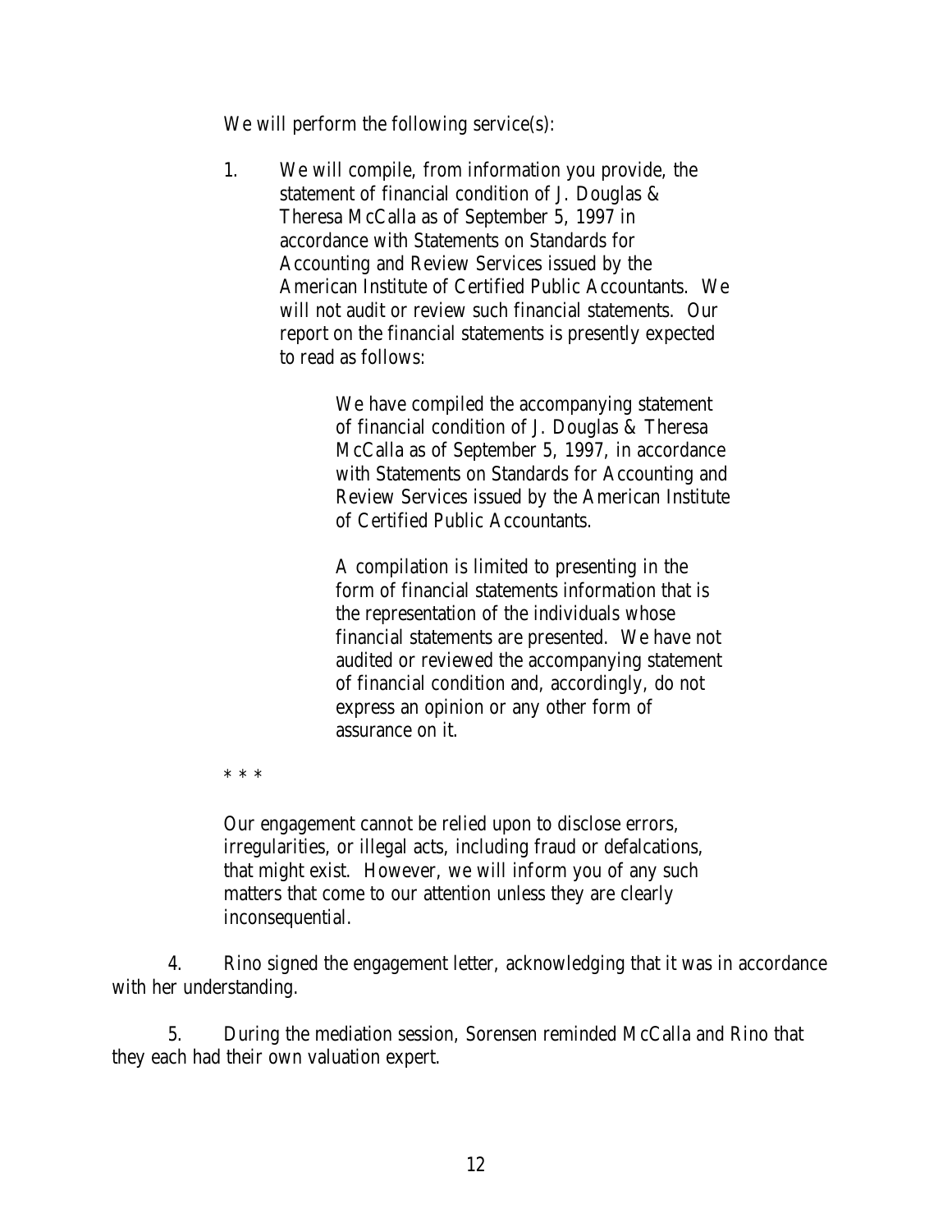We will perform the following service(s):

> 1. We will compile, from information you provide, the statement of financial condition of J. Douglas & Theresa McCalla as of September 5, 1997 in accordance with Statements on Standards for Accounting and Review Services issued by the American Institute of Certified Public Accountants. We will not audit or review such financial statements. Our report on the financial statements is presently expected to read as follows:
>
> > We have compiled the accompanying statement of financial condition of J. Douglas & Theresa McCalla as of September 5, 1997, in accordance with Statements on Standards for Accounting and Review Services issued by the American Institute of Certified Public Accountants.
> >
> > A compilation is limited to presenting in the form of financial statements information that is the representation of the individuals whose financial statements are presented. We have not audited or reviewed the accompanying statement of financial condition and, accordingly, do not express an opinion or any other form of assurance on it.
>
> * * *
>
> Our engagement cannot be relied upon to disclose errors, irregularities, or illegal acts, including fraud or defalcations, that might exist. However, we will inform you of any such matters that come to our attention unless they are clearly inconsequential.

4. Rino signed the engagement letter, acknowledging that it was in accordance with her understanding.

5. During the mediation session, Sorensen reminded McCalla and Rino that they each had their own valuation expert.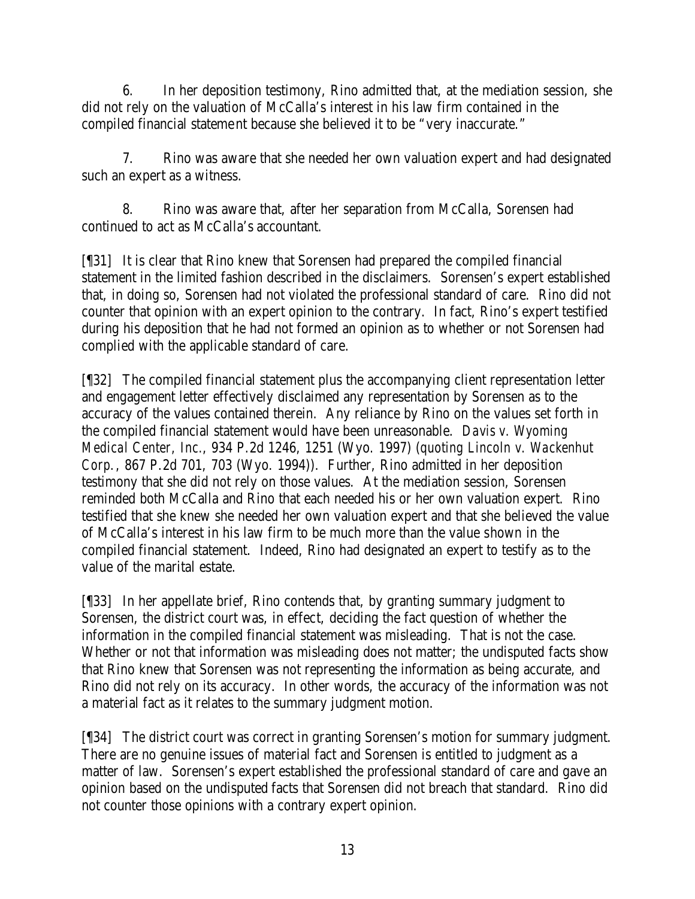6. In her deposition testimony, Rino admitted that, at the mediation session, she did not rely on the valuation of McCalla's interest in his law firm contained in the compiled financial statement because she believed it to be "very inaccurate."

7. Rino was aware that she needed her own valuation expert and had designated such an expert as a witness.

8. Rino was aware that, after her separation from McCalla, Sorensen had continued to act as McCalla's accountant.

[¶31] It is clear that Rino knew that Sorensen had prepared the compiled financial statement in the limited fashion described in the disclaimers. Sorensen's expert established that, in doing so, Sorensen had not violated the professional standard of care. Rino did not counter that opinion with an expert opinion to the contrary. In fact, Rino's expert testified during his deposition that he had not formed an opinion as to whether or not Sorensen had complied with the applicable standard of care.

[¶32] The compiled financial statement plus the accompanying client representation letter and engagement letter effectively disclaimed any representation by Sorensen as to the accuracy of the values contained therein. Any reliance by Rino on the values set forth in the compiled financial statement would have been unreasonable. *Davis v. Wyoming Medical Center, Inc.*, 934 P.2d 1246, 1251 (Wyo. 1997) (*quoting Lincoln v. Wackenhut Corp.*, 867 P.2d 701, 703 (Wyo. 1994)). Further, Rino admitted in her deposition testimony that she did not rely on those values. At the mediation session, Sorensen reminded both McCalla and Rino that each needed his or her own valuation expert. Rino testified that she knew she needed her own valuation expert and that she believed the value of McCalla's interest in his law firm to be much more than the value shown in the compiled financial statement. Indeed, Rino had designated an expert to testify as to the value of the marital estate.

[¶33] In her appellate brief, Rino contends that, by granting summary judgment to Sorensen, the district court was, in effect, deciding the fact question of whether the information in the compiled financial statement was misleading. That is not the case. Whether or not that information was misleading does not matter; the undisputed facts show that Rino knew that Sorensen was not representing the information as being accurate, and Rino did not rely on its accuracy. In other words, the accuracy of the information was not a material fact as it relates to the summary judgment motion.

[¶34] The district court was correct in granting Sorensen's motion for summary judgment. There are no genuine issues of material fact and Sorensen is entitled to judgment as a matter of law. Sorensen's expert established the professional standard of care and gave an opinion based on the undisputed facts that Sorensen did not breach that standard. Rino did not counter those opinions with a contrary expert opinion.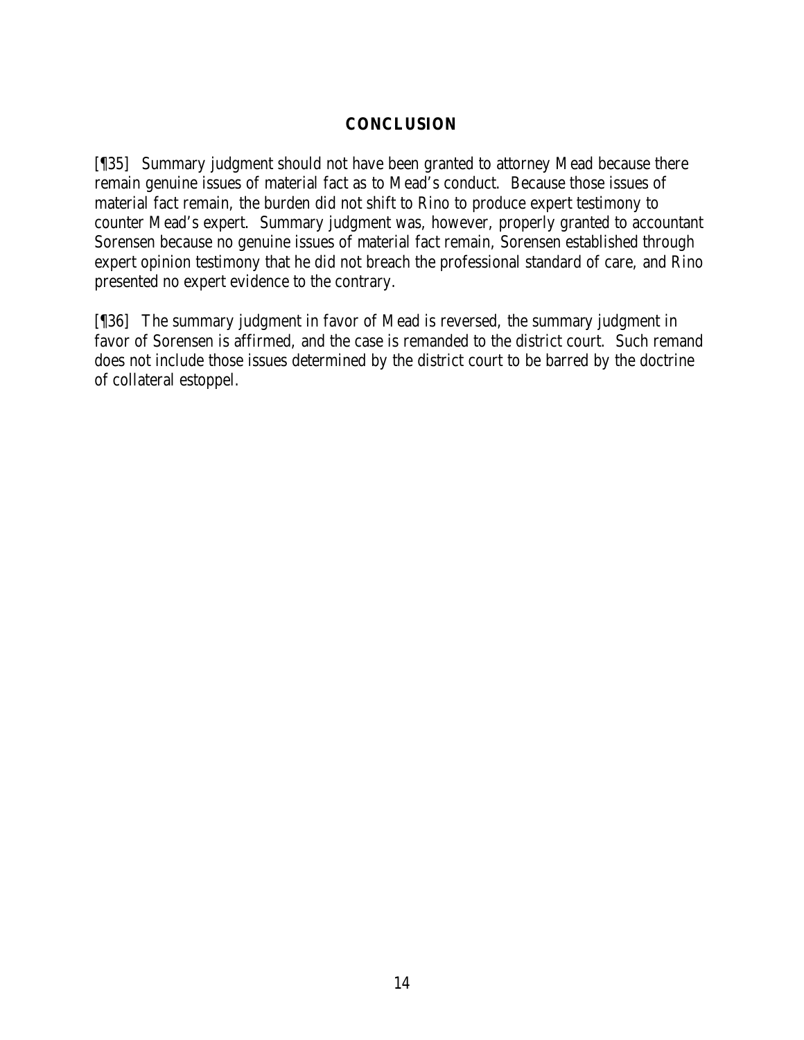## CONCLUSION

[¶35] Summary judgment should not have been granted to attorney Mead because there remain genuine issues of material fact as to Mead's conduct. Because those issues of material fact remain, the burden did not shift to Rino to produce expert testimony to counter Mead's expert. Summary judgment was, however, properly granted to accountant Sorensen because no genuine issues of material fact remain, Sorensen established through expert opinion testimony that he did not breach the professional standard of care, and Rino presented no expert evidence to the contrary.

[¶36] The summary judgment in favor of Mead is reversed, the summary judgment in favor of Sorensen is affirmed, and the case is remanded to the district court. Such remand does not include those issues determined by the district court to be barred by the doctrine of collateral estoppel.